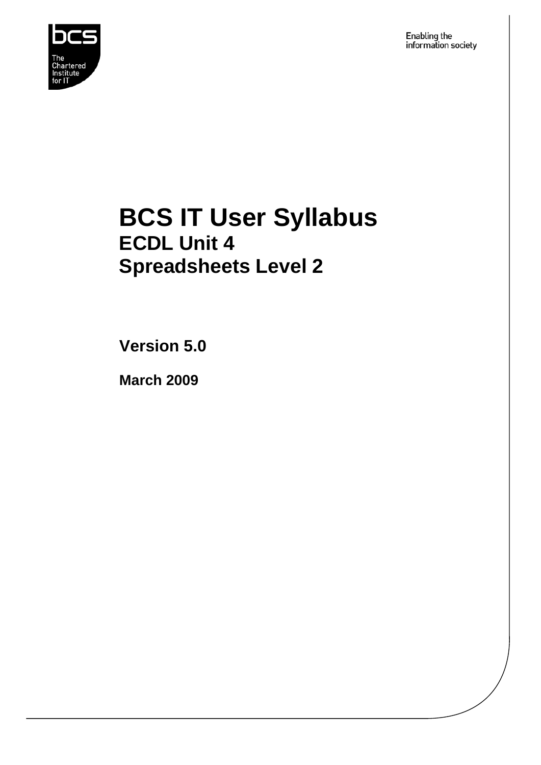bcs
The Chartered Institute for IT

Enabling the information society

# BCS IT User Syllabus
## ECDL Unit 4
## Spreadsheets Level 2

**Version 5.0**

**March 2009**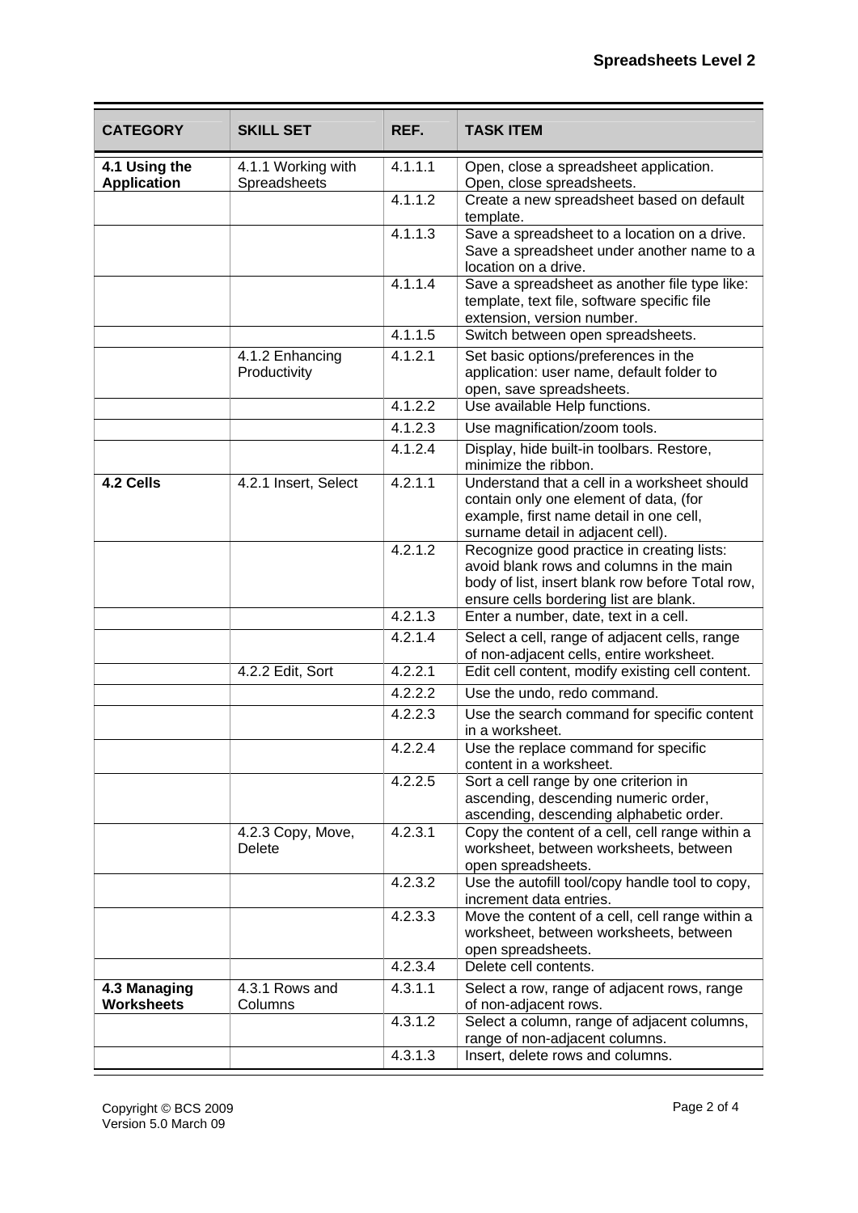| CATEGORY | SKILL SET | REF. | TASK ITEM |
|---|---|---|---|
| **4.1 Using the Application** | 4.1.1 Working with Spreadsheets | 4.1.1.1 | Open, close a spreadsheet application. Open, close spreadsheets. |
| | | 4.1.1.2 | Create a new spreadsheet based on default template. |
| | | 4.1.1.3 | Save a spreadsheet to a location on a drive. Save a spreadsheet under another name to a location on a drive. |
| | | 4.1.1.4 | Save a spreadsheet as another file type like: template, text file, software specific file extension, version number. |
| | | 4.1.1.5 | Switch between open spreadsheets. |
| | 4.1.2 Enhancing Productivity | 4.1.2.1 | Set basic options/preferences in the application: user name, default folder to open, save spreadsheets. |
| | | 4.1.2.2 | Use available Help functions. |
| | | 4.1.2.3 | Use magnification/zoom tools. |
| | | 4.1.2.4 | Display, hide built-in toolbars. Restore, minimize the ribbon. |
| **4.2 Cells** | 4.2.1 Insert, Select | 4.2.1.1 | Understand that a cell in a worksheet should contain only one element of data, (for example, first name detail in one cell, surname detail in adjacent cell). |
| | | 4.2.1.2 | Recognize good practice in creating lists: avoid blank rows and columns in the main body of list, insert blank row before Total row, ensure cells bordering list are blank. |
| | | 4.2.1.3 | Enter a number, date, text in a cell. |
| | | 4.2.1.4 | Select a cell, range of adjacent cells, range of non-adjacent cells, entire worksheet. |
| | 4.2.2 Edit, Sort | 4.2.2.1 | Edit cell content, modify existing cell content. |
| | | 4.2.2.2 | Use the undo, redo command. |
| | | 4.2.2.3 | Use the search command for specific content in a worksheet. |
| | | 4.2.2.4 | Use the replace command for specific content in a worksheet. |
| | | 4.2.2.5 | Sort a cell range by one criterion in ascending, descending numeric order, ascending, descending alphabetic order. |
| | 4.2.3 Copy, Move, Delete | 4.2.3.1 | Copy the content of a cell, cell range within a worksheet, between worksheets, between open spreadsheets. |
| | | 4.2.3.2 | Use the autofill tool/copy handle tool to copy, increment data entries. |
| | | 4.2.3.3 | Move the content of a cell, cell range within a worksheet, between worksheets, between open spreadsheets. |
| | | 4.2.3.4 | Delete cell contents. |
| **4.3 Managing Worksheets** | 4.3.1 Rows and Columns | 4.3.1.1 | Select a row, range of adjacent rows, range of non-adjacent rows. |
| | | 4.3.1.2 | Select a column, range of adjacent columns, range of non-adjacent columns. |
| | | 4.3.1.3 | Insert, delete rows and columns. |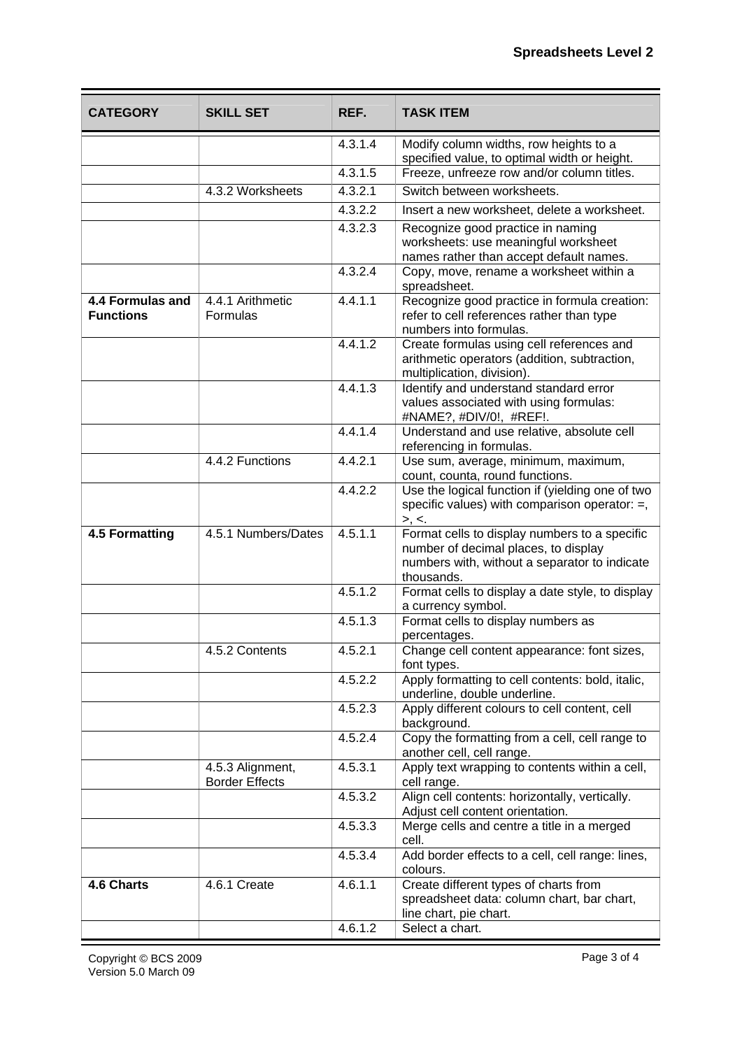| CATEGORY | SKILL SET | REF. | TASK ITEM |
|---|---|---|---|
| | | 4.3.1.4 | Modify column widths, row heights to a specified value, to optimal width or height. |
| | | 4.3.1.5 | Freeze, unfreeze row and/or column titles. |
| | 4.3.2 Worksheets | 4.3.2.1 | Switch between worksheets. |
| | | 4.3.2.2 | Insert a new worksheet, delete a worksheet. |
| | | 4.3.2.3 | Recognize good practice in naming worksheets: use meaningful worksheet names rather than accept default names. |
| | | 4.3.2.4 | Copy, move, rename a worksheet within a spreadsheet. |
| **4.4 Formulas and Functions** | 4.4.1 Arithmetic Formulas | 4.4.1.1 | Recognize good practice in formula creation: refer to cell references rather than type numbers into formulas. |
| | | 4.4.1.2 | Create formulas using cell references and arithmetic operators (addition, subtraction, multiplication, division). |
| | | 4.4.1.3 | Identify and understand standard error values associated with using formulas: #NAME?, #DIV/0!, #REF!. |
| | | 4.4.1.4 | Understand and use relative, absolute cell referencing in formulas. |
| | 4.4.2 Functions | 4.4.2.1 | Use sum, average, minimum, maximum, count, counta, round functions. |
| | | 4.4.2.2 | Use the logical function if (yielding one of two specific values) with comparison operator: =, >, <. |
| **4.5 Formatting** | 4.5.1 Numbers/Dates | 4.5.1.1 | Format cells to display numbers to a specific number of decimal places, to display numbers with, without a separator to indicate thousands. |
| | | 4.5.1.2 | Format cells to display a date style, to display a currency symbol. |
| | | 4.5.1.3 | Format cells to display numbers as percentages. |
| | 4.5.2 Contents | 4.5.2.1 | Change cell content appearance: font sizes, font types. |
| | | 4.5.2.2 | Apply formatting to cell contents: bold, italic, underline, double underline. |
| | | 4.5.2.3 | Apply different colours to cell content, cell background. |
| | | 4.5.2.4 | Copy the formatting from a cell, cell range to another cell, cell range. |
| | 4.5.3 Alignment, Border Effects | 4.5.3.1 | Apply text wrapping to contents within a cell, cell range. |
| | | 4.5.3.2 | Align cell contents: horizontally, vertically. Adjust cell content orientation. |
| | | 4.5.3.3 | Merge cells and centre a title in a merged cell. |
| | | 4.5.3.4 | Add border effects to a cell, cell range: lines, colours. |
| **4.6 Charts** | 4.6.1 Create | 4.6.1.1 | Create different types of charts from spreadsheet data: column chart, bar chart, line chart, pie chart. |
| | | 4.6.1.2 | Select a chart. |

Copyright © BCS 2009
Version 5.0 March 09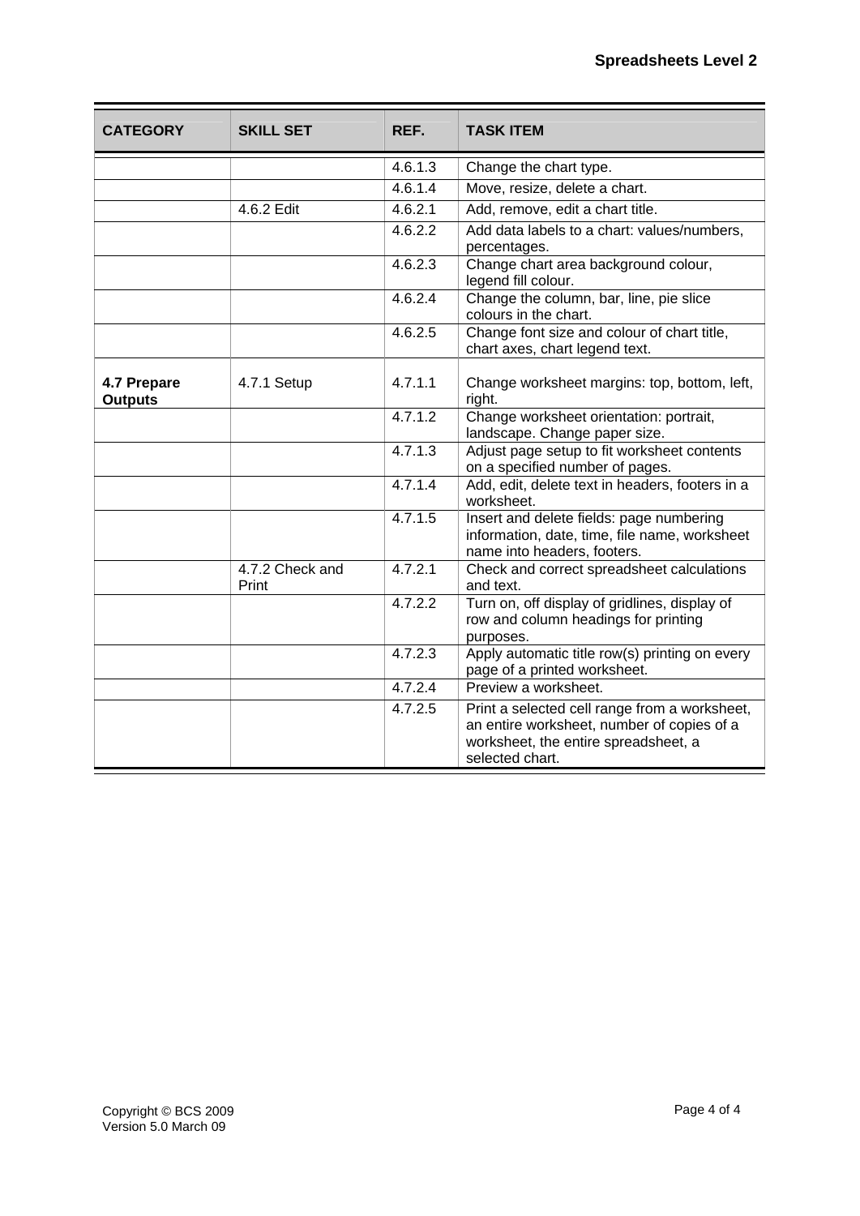| CATEGORY | SKILL SET | REF. | TASK ITEM |
|---|---|---|---|
| | | 4.6.1.3 | Change the chart type. |
| | | 4.6.1.4 | Move, resize, delete a chart. |
| | 4.6.2 Edit | 4.6.2.1 | Add, remove, edit a chart title. |
| | | 4.6.2.2 | Add data labels to a chart: values/numbers, percentages. |
| | | 4.6.2.3 | Change chart area background colour, legend fill colour. |
| | | 4.6.2.4 | Change the column, bar, line, pie slice colours in the chart. |
| | | 4.6.2.5 | Change font size and colour of chart title, chart axes, chart legend text. |
| **4.7 Prepare Outputs** | 4.7.1 Setup | 4.7.1.1 | Change worksheet margins: top, bottom, left, right. |
| | | 4.7.1.2 | Change worksheet orientation: portrait, landscape. Change paper size. |
| | | 4.7.1.3 | Adjust page setup to fit worksheet contents on a specified number of pages. |
| | | 4.7.1.4 | Add, edit, delete text in headers, footers in a worksheet. |
| | | 4.7.1.5 | Insert and delete fields: page numbering information, date, time, file name, worksheet name into headers, footers. |
| | 4.7.2 Check and Print | 4.7.2.1 | Check and correct spreadsheet calculations and text. |
| | | 4.7.2.2 | Turn on, off display of gridlines, display of row and column headings for printing purposes. |
| | | 4.7.2.3 | Apply automatic title row(s) printing on every page of a printed worksheet. |
| | | 4.7.2.4 | Preview a worksheet. |
| | | 4.7.2.5 | Print a selected cell range from a worksheet, an entire worksheet, number of copies of a worksheet, the entire spreadsheet, a selected chart. |

Copyright © BCS 2009
Version 5.0 March 09